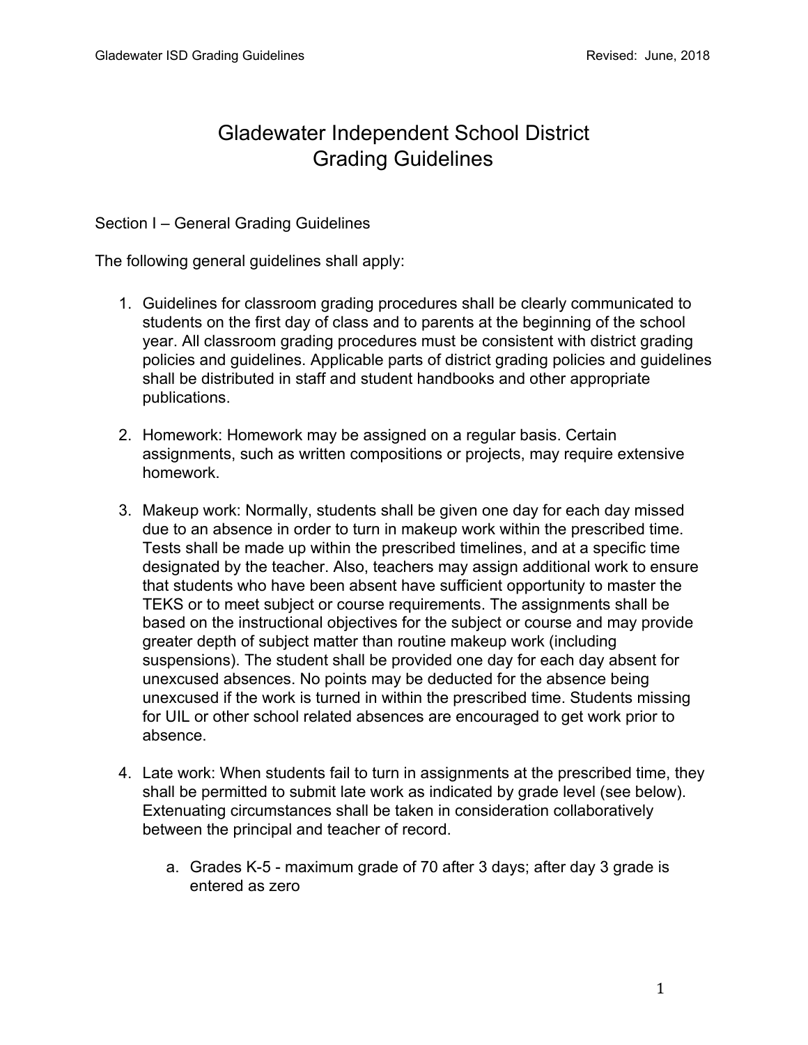# Gladewater Independent School District
# Grading Guidelines

## Section I – General Grading Guidelines

The following general guidelines shall apply:

1. Guidelines for classroom grading procedures shall be clearly communicated to students on the first day of class and to parents at the beginning of the school year. All classroom grading procedures must be consistent with district grading policies and guidelines. Applicable parts of district grading policies and guidelines shall be distributed in staff and student handbooks and other appropriate publications.

2. Homework: Homework may be assigned on a regular basis. Certain assignments, such as written compositions or projects, may require extensive homework.

3. Makeup work: Normally, students shall be given one day for each day missed due to an absence in order to turn in makeup work within the prescribed time. Tests shall be made up within the prescribed timelines, and at a specific time designated by the teacher. Also, teachers may assign additional work to ensure that students who have been absent have sufficient opportunity to master the TEKS or to meet subject or course requirements. The assignments shall be based on the instructional objectives for the subject or course and may provide greater depth of subject matter than routine makeup work (including suspensions). The student shall be provided one day for each day absent for unexcused absences. No points may be deducted for the absence being unexcused if the work is turned in within the prescribed time. Students missing for UIL or other school related absences are encouraged to get work prior to absence.

4. Late work: When students fail to turn in assignments at the prescribed time, they shall be permitted to submit late work as indicated by grade level (see below). Extenuating circumstances shall be taken in consideration collaboratively between the principal and teacher of record.

    a. Grades K-5 - maximum grade of 70 after 3 days; after day 3 grade is entered as zero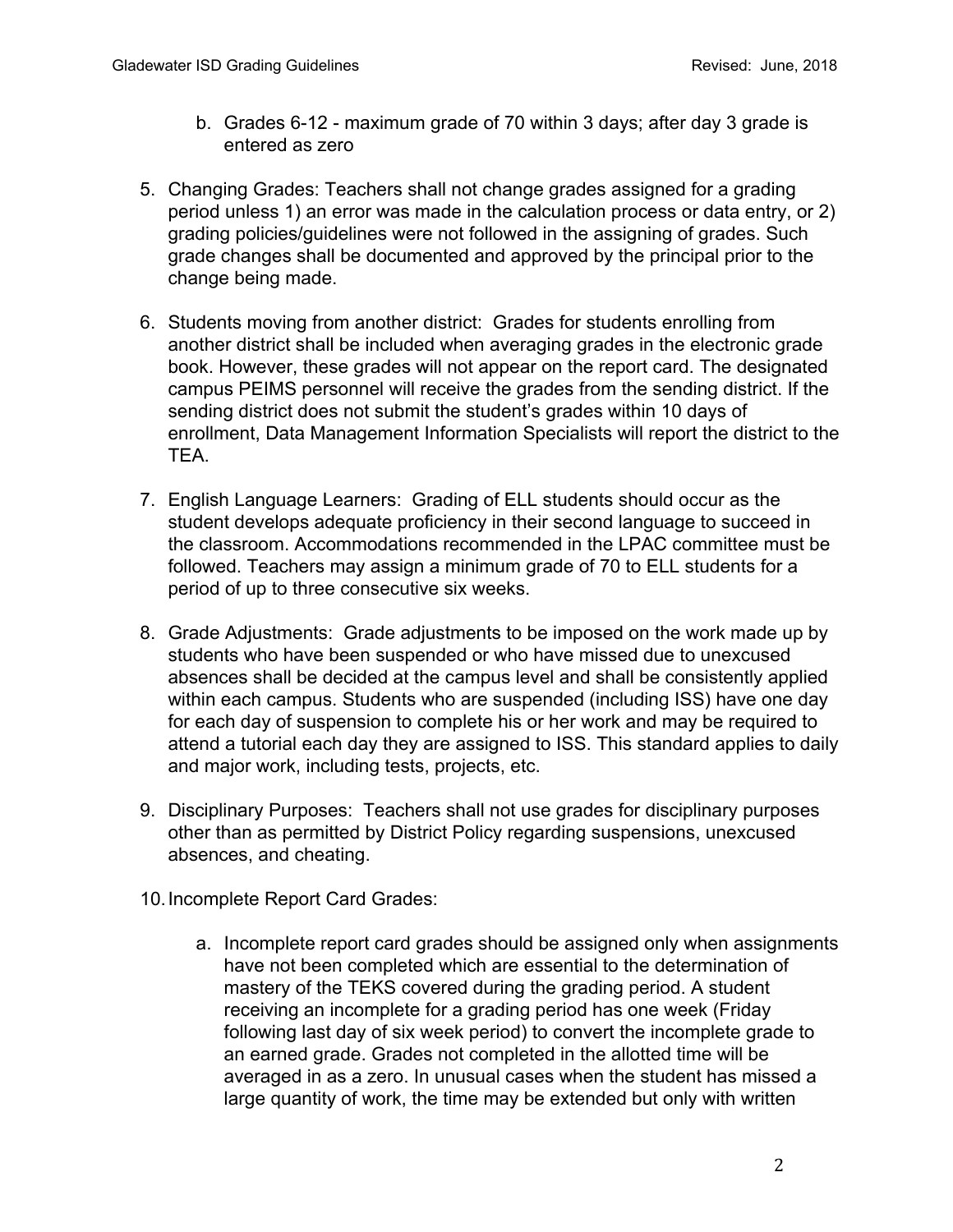b. Grades 6-12 - maximum grade of 70 within 3 days; after day 3 grade is entered as zero

5. Changing Grades: Teachers shall not change grades assigned for a grading period unless 1) an error was made in the calculation process or data entry, or 2) grading policies/guidelines were not followed in the assigning of grades. Such grade changes shall be documented and approved by the principal prior to the change being made.

6. Students moving from another district: Grades for students enrolling from another district shall be included when averaging grades in the electronic grade book. However, these grades will not appear on the report card. The designated campus PEIMS personnel will receive the grades from the sending district. If the sending district does not submit the student's grades within 10 days of enrollment, Data Management Information Specialists will report the district to the TEA.

7. English Language Learners: Grading of ELL students should occur as the student develops adequate proficiency in their second language to succeed in the classroom. Accommodations recommended in the LPAC committee must be followed. Teachers may assign a minimum grade of 70 to ELL students for a period of up to three consecutive six weeks.

8. Grade Adjustments: Grade adjustments to be imposed on the work made up by students who have been suspended or who have missed due to unexcused absences shall be decided at the campus level and shall be consistently applied within each campus. Students who are suspended (including ISS) have one day for each day of suspension to complete his or her work and may be required to attend a tutorial each day they are assigned to ISS. This standard applies to daily and major work, including tests, projects, etc.

9. Disciplinary Purposes: Teachers shall not use grades for disciplinary purposes other than as permitted by District Policy regarding suspensions, unexcused absences, and cheating.

10. Incomplete Report Card Grades:

    a. Incomplete report card grades should be assigned only when assignments have not been completed which are essential to the determination of mastery of the TEKS covered during the grading period. A student receiving an incomplete for a grading period has one week (Friday following last day of six week period) to convert the incomplete grade to an earned grade. Grades not completed in the allotted time will be averaged in as a zero. In unusual cases when the student has missed a large quantity of work, the time may be extended but only with written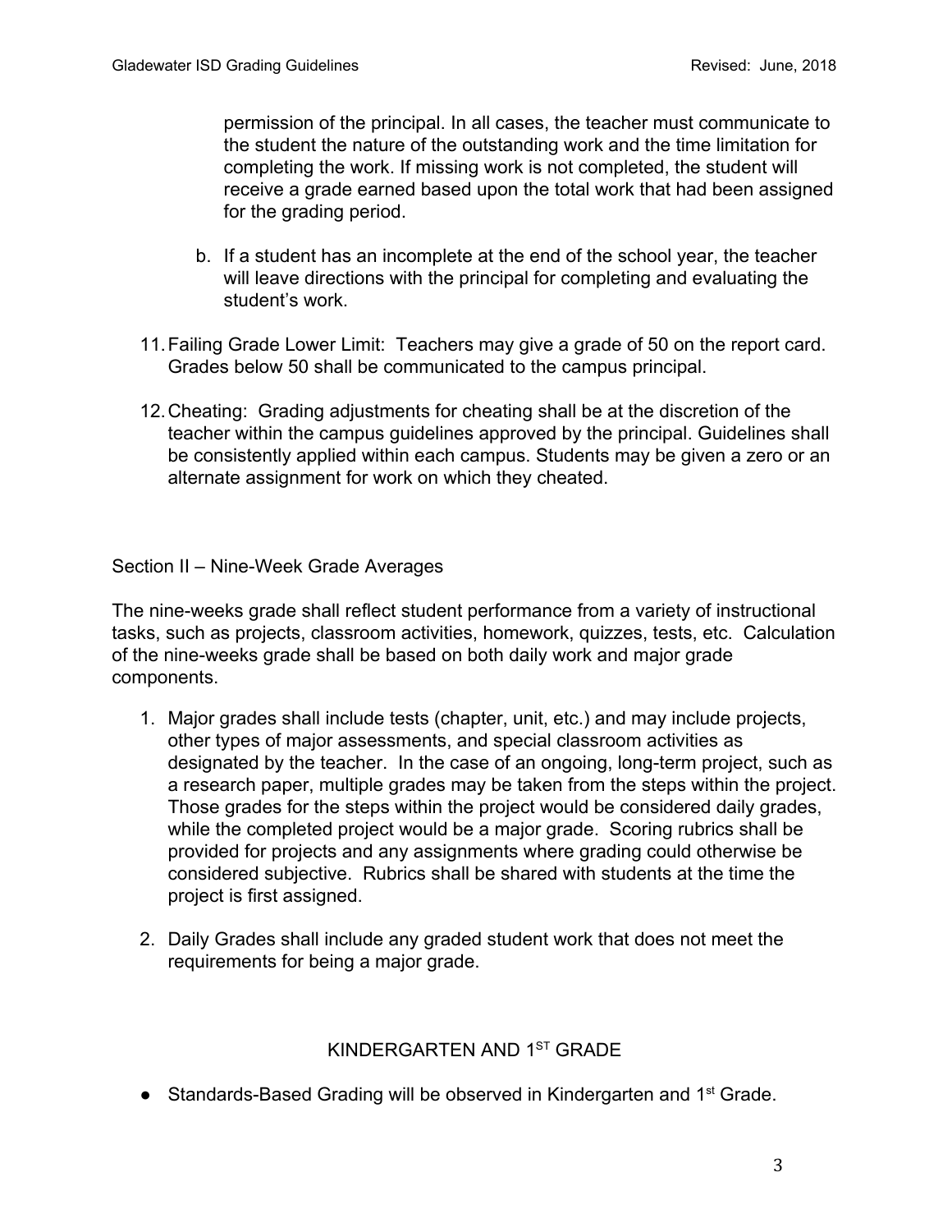permission of the principal. In all cases, the teacher must communicate to the student the nature of the outstanding work and the time limitation for completing the work. If missing work is not completed, the student will receive a grade earned based upon the total work that had been assigned for the grading period.

   b. If a student has an incomplete at the end of the school year, the teacher will leave directions with the principal for completing and evaluating the student's work.

11. Failing Grade Lower Limit: Teachers may give a grade of 50 on the report card. Grades below 50 shall be communicated to the campus principal.

12. Cheating: Grading adjustments for cheating shall be at the discretion of the teacher within the campus guidelines approved by the principal. Guidelines shall be consistently applied within each campus. Students may be given a zero or an alternate assignment for work on which they cheated.

## Section II – Nine-Week Grade Averages

The nine-weeks grade shall reflect student performance from a variety of instructional tasks, such as projects, classroom activities, homework, quizzes, tests, etc. Calculation of the nine-weeks grade shall be based on both daily work and major grade components.

1. Major grades shall include tests (chapter, unit, etc.) and may include projects, other types of major assessments, and special classroom activities as designated by the teacher. In the case of an ongoing, long-term project, such as a research paper, multiple grades may be taken from the steps within the project. Those grades for the steps within the project would be considered daily grades, while the completed project would be a major grade. Scoring rubrics shall be provided for projects and any assignments where grading could otherwise be considered subjective. Rubrics shall be shared with students at the time the project is first assigned.

2. Daily Grades shall include any graded student work that does not meet the requirements for being a major grade.

### KINDERGARTEN AND 1ST GRADE

- Standards-Based Grading will be observed in Kindergarten and 1st Grade.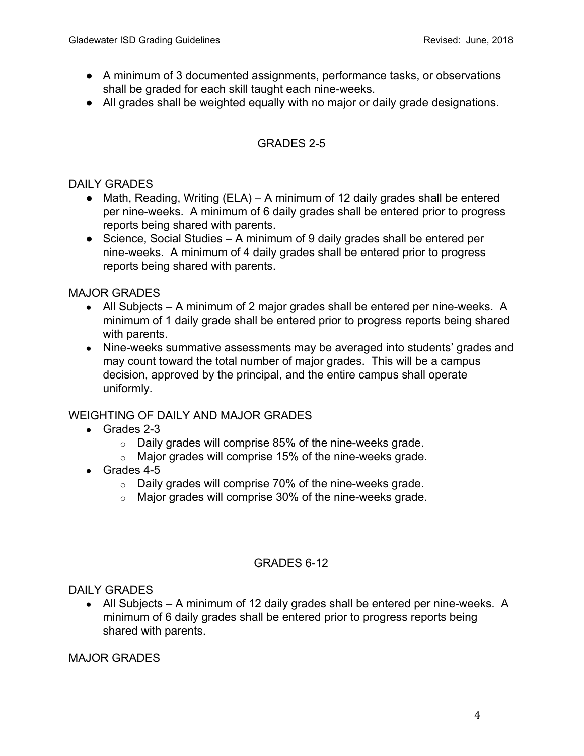- A minimum of 3 documented assignments, performance tasks, or observations shall be graded for each skill taught each nine-weeks.
- All grades shall be weighted equally with no major or daily grade designations.

## GRADES 2-5

### DAILY GRADES

- Math, Reading, Writing (ELA) – A minimum of 12 daily grades shall be entered per nine-weeks. A minimum of 6 daily grades shall be entered prior to progress reports being shared with parents.
- Science, Social Studies – A minimum of 9 daily grades shall be entered per nine-weeks. A minimum of 4 daily grades shall be entered prior to progress reports being shared with parents.

### MAJOR GRADES

- All Subjects – A minimum of 2 major grades shall be entered per nine-weeks. A minimum of 1 daily grade shall be entered prior to progress reports being shared with parents.
- Nine-weeks summative assessments may be averaged into students' grades and may count toward the total number of major grades. This will be a campus decision, approved by the principal, and the entire campus shall operate uniformly.

### WEIGHTING OF DAILY AND MAJOR GRADES

- Grades 2-3
  - Daily grades will comprise 85% of the nine-weeks grade.
  - Major grades will comprise 15% of the nine-weeks grade.
- Grades 4-5
  - Daily grades will comprise 70% of the nine-weeks grade.
  - Major grades will comprise 30% of the nine-weeks grade.

## GRADES 6-12

### DAILY GRADES

- All Subjects – A minimum of 12 daily grades shall be entered per nine-weeks. A minimum of 6 daily grades shall be entered prior to progress reports being shared with parents.

### MAJOR GRADES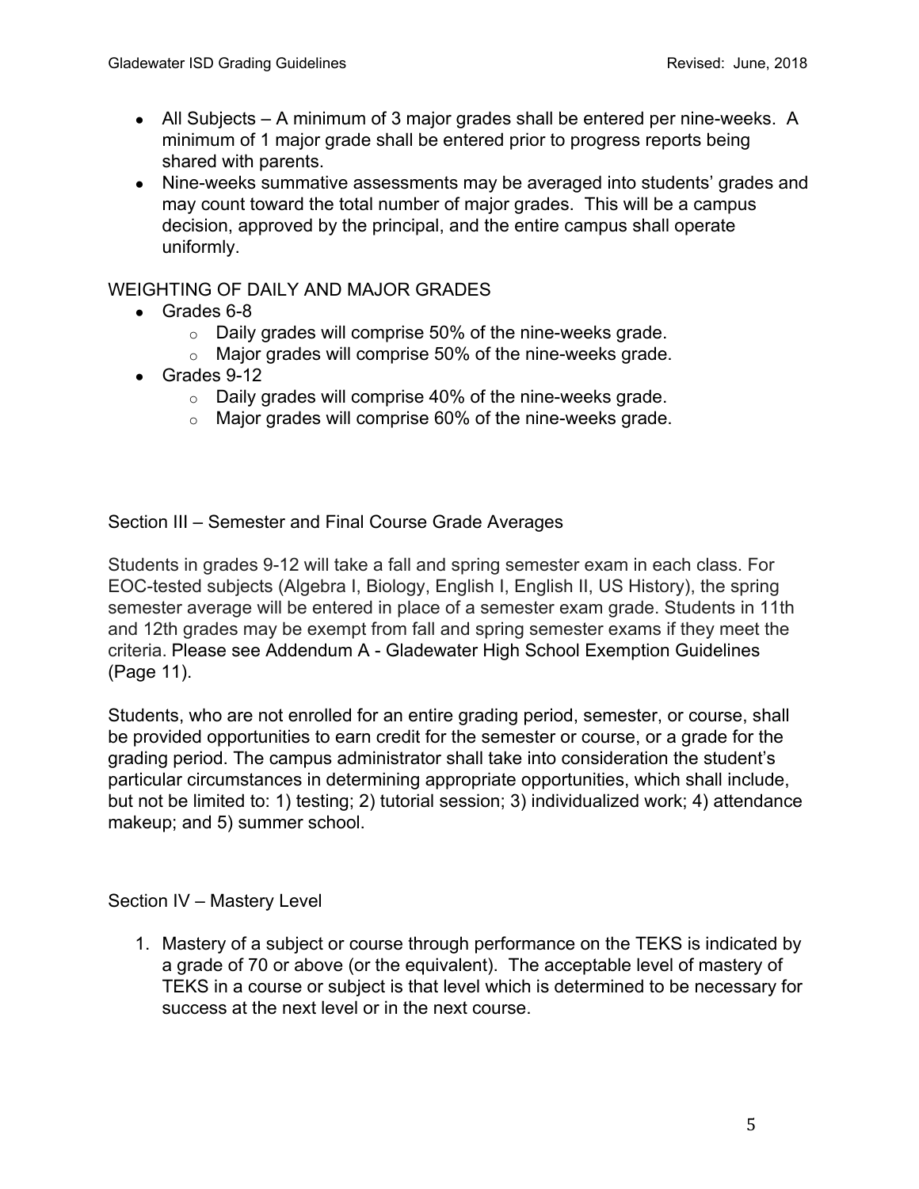- All Subjects – A minimum of 3 major grades shall be entered per nine-weeks. A minimum of 1 major grade shall be entered prior to progress reports being shared with parents.
- Nine-weeks summative assessments may be averaged into students' grades and may count toward the total number of major grades. This will be a campus decision, approved by the principal, and the entire campus shall operate uniformly.

WEIGHTING OF DAILY AND MAJOR GRADES

- Grades 6-8
  - Daily grades will comprise 50% of the nine-weeks grade.
  - Major grades will comprise 50% of the nine-weeks grade.
- Grades 9-12
  - Daily grades will comprise 40% of the nine-weeks grade.
  - Major grades will comprise 60% of the nine-weeks grade.

## Section III – Semester and Final Course Grade Averages

Students in grades 9-12 will take a fall and spring semester exam in each class. For EOC-tested subjects (Algebra I, Biology, English I, English II, US History), the spring semester average will be entered in place of a semester exam grade. Students in 11th and 12th grades may be exempt from fall and spring semester exams if they meet the criteria. Please see Addendum A - Gladewater High School Exemption Guidelines (Page 11).

Students, who are not enrolled for an entire grading period, semester, or course, shall be provided opportunities to earn credit for the semester or course, or a grade for the grading period. The campus administrator shall take into consideration the student's particular circumstances in determining appropriate opportunities, which shall include, but not be limited to: 1) testing; 2) tutorial session; 3) individualized work; 4) attendance makeup; and 5) summer school.

## Section IV – Mastery Level

1. Mastery of a subject or course through performance on the TEKS is indicated by a grade of 70 or above (or the equivalent). The acceptable level of mastery of TEKS in a course or subject is that level which is determined to be necessary for success at the next level or in the next course.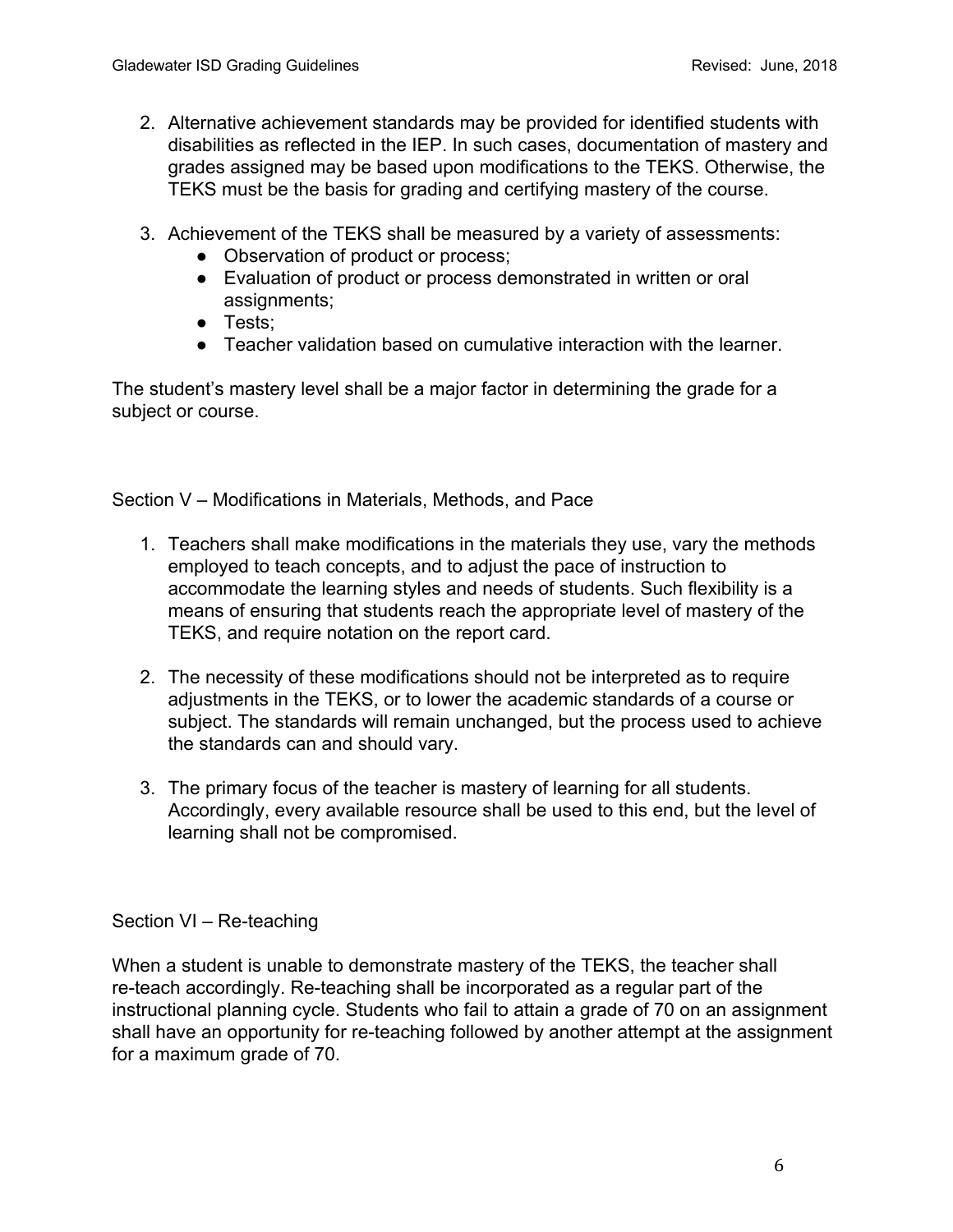2. Alternative achievement standards may be provided for identified students with disabilities as reflected in the IEP. In such cases, documentation of mastery and grades assigned may be based upon modifications to the TEKS. Otherwise, the TEKS must be the basis for grading and certifying mastery of the course.

3. Achievement of the TEKS shall be measured by a variety of assessments:
   - Observation of product or process;
   - Evaluation of product or process demonstrated in written or oral assignments;
   - Tests;
   - Teacher validation based on cumulative interaction with the learner.

The student's mastery level shall be a major factor in determining the grade for a subject or course.

## Section V – Modifications in Materials, Methods, and Pace

1. Teachers shall make modifications in the materials they use, vary the methods employed to teach concepts, and to adjust the pace of instruction to accommodate the learning styles and needs of students. Such flexibility is a means of ensuring that students reach the appropriate level of mastery of the TEKS, and require notation on the report card.

2. The necessity of these modifications should not be interpreted as to require adjustments in the TEKS, or to lower the academic standards of a course or subject. The standards will remain unchanged, but the process used to achieve the standards can and should vary.

3. The primary focus of the teacher is mastery of learning for all students. Accordingly, every available resource shall be used to this end, but the level of learning shall not be compromised.

## Section VI – Re-teaching

When a student is unable to demonstrate mastery of the TEKS, the teacher shall re-teach accordingly. Re-teaching shall be incorporated as a regular part of the instructional planning cycle. Students who fail to attain a grade of 70 on an assignment shall have an opportunity for re-teaching followed by another attempt at the assignment for a maximum grade of 70.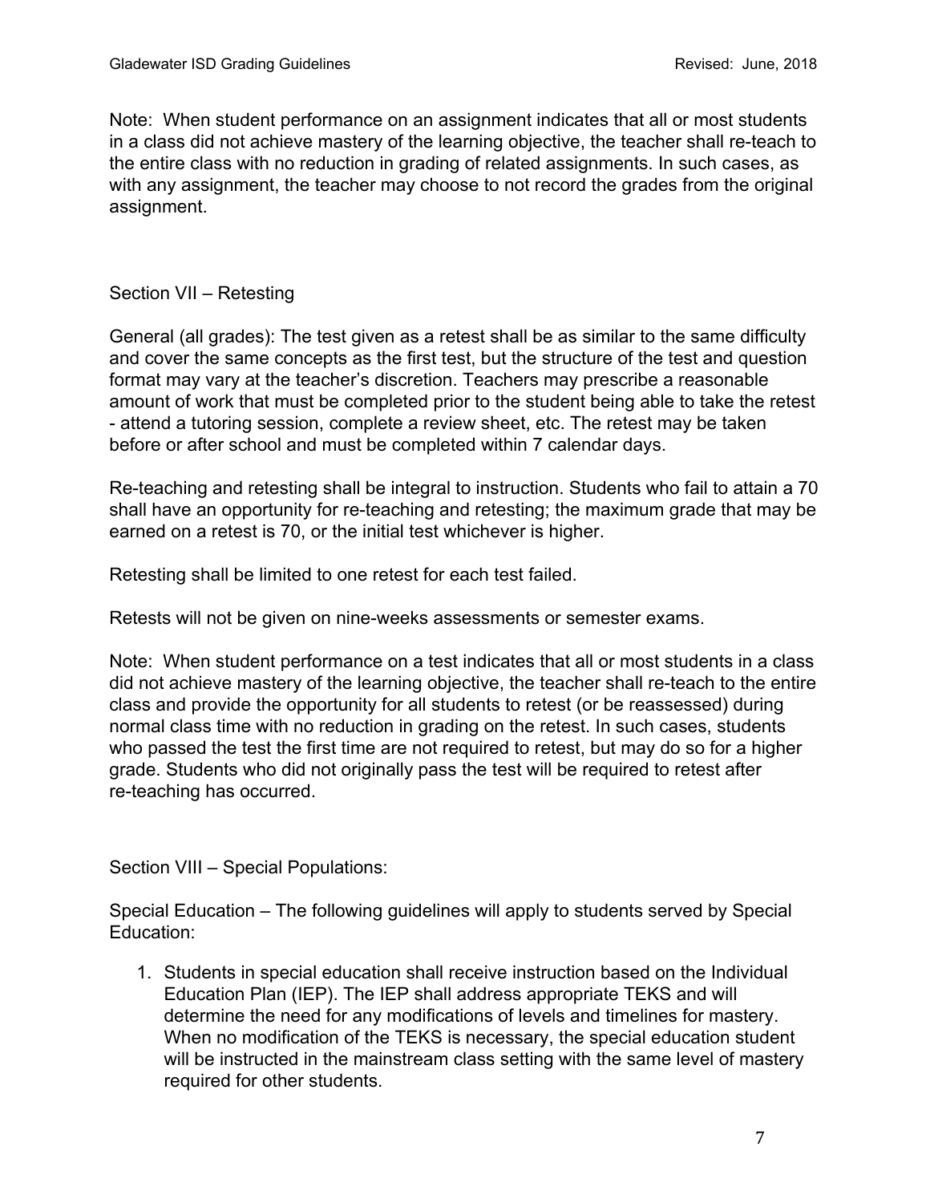Note: When student performance on an assignment indicates that all or most students in a class did not achieve mastery of the learning objective, the teacher shall re-teach to the entire class with no reduction in grading of related assignments. In such cases, as with any assignment, the teacher may choose to not record the grades from the original assignment.

## Section VII – Retesting

General (all grades): The test given as a retest shall be as similar to the same difficulty and cover the same concepts as the first test, but the structure of the test and question format may vary at the teacher's discretion. Teachers may prescribe a reasonable amount of work that must be completed prior to the student being able to take the retest - attend a tutoring session, complete a review sheet, etc. The retest may be taken before or after school and must be completed within 7 calendar days.

Re-teaching and retesting shall be integral to instruction. Students who fail to attain a 70 shall have an opportunity for re-teaching and retesting; the maximum grade that may be earned on a retest is 70, or the initial test whichever is higher.

Retesting shall be limited to one retest for each test failed.

Retests will not be given on nine-weeks assessments or semester exams.

Note: When student performance on a test indicates that all or most students in a class did not achieve mastery of the learning objective, the teacher shall re-teach to the entire class and provide the opportunity for all students to retest (or be reassessed) during normal class time with no reduction in grading on the retest. In such cases, students who passed the test the first time are not required to retest, but may do so for a higher grade. Students who did not originally pass the test will be required to retest after re-teaching has occurred.

## Section VIII – Special Populations:

Special Education – The following guidelines will apply to students served by Special Education:

1. Students in special education shall receive instruction based on the Individual Education Plan (IEP). The IEP shall address appropriate TEKS and will determine the need for any modifications of levels and timelines for mastery. When no modification of the TEKS is necessary, the special education student will be instructed in the mainstream class setting with the same level of mastery required for other students.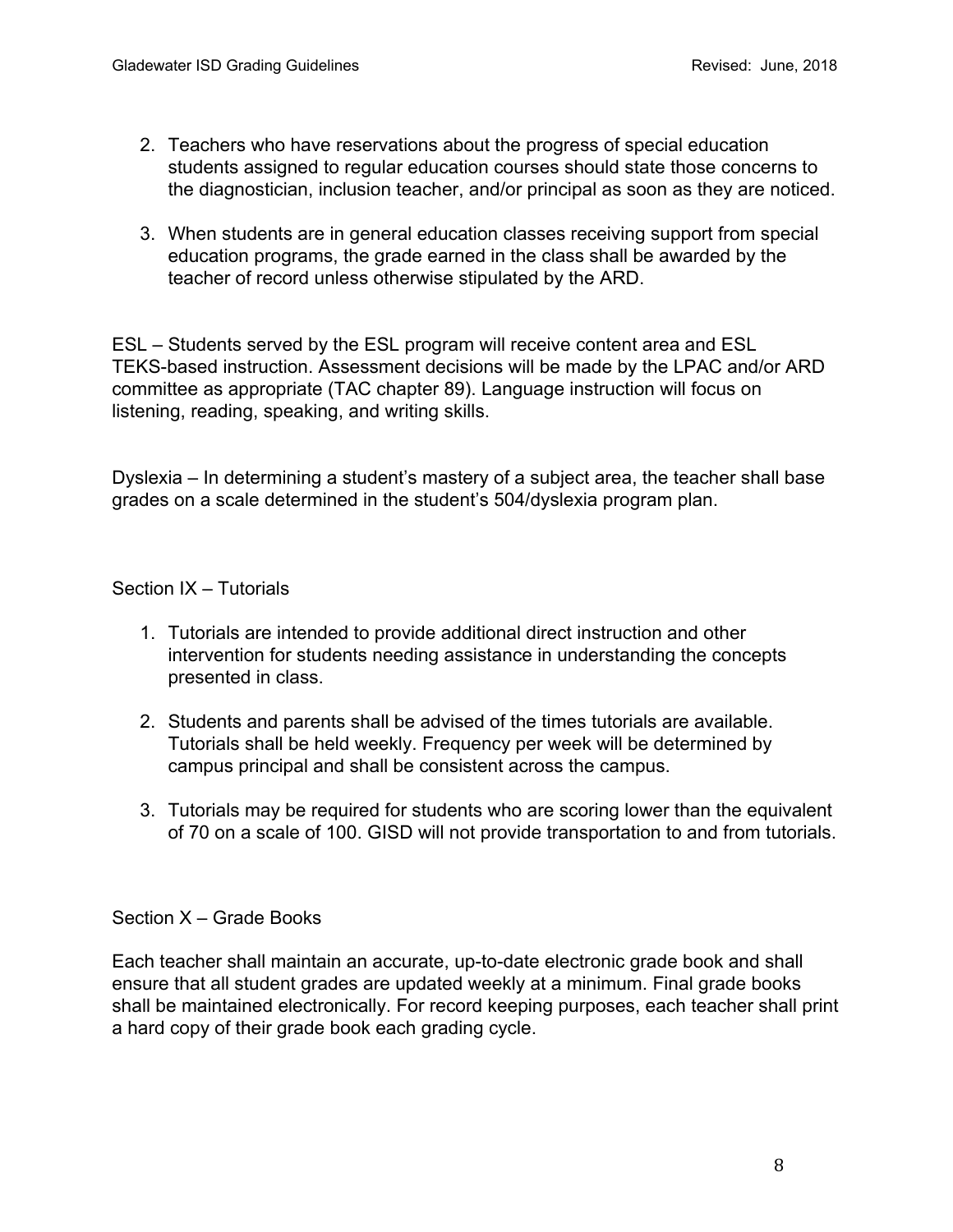2. Teachers who have reservations about the progress of special education students assigned to regular education courses should state those concerns to the diagnostician, inclusion teacher, and/or principal as soon as they are noticed.

3. When students are in general education classes receiving support from special education programs, the grade earned in the class shall be awarded by the teacher of record unless otherwise stipulated by the ARD.

ESL – Students served by the ESL program will receive content area and ESL TEKS-based instruction. Assessment decisions will be made by the LPAC and/or ARD committee as appropriate (TAC chapter 89). Language instruction will focus on listening, reading, speaking, and writing skills.

Dyslexia – In determining a student's mastery of a subject area, the teacher shall base grades on a scale determined in the student's 504/dyslexia program plan.

## Section IX – Tutorials

1. Tutorials are intended to provide additional direct instruction and other intervention for students needing assistance in understanding the concepts presented in class.

2. Students and parents shall be advised of the times tutorials are available. Tutorials shall be held weekly. Frequency per week will be determined by campus principal and shall be consistent across the campus.

3. Tutorials may be required for students who are scoring lower than the equivalent of 70 on a scale of 100. GISD will not provide transportation to and from tutorials.

## Section X – Grade Books

Each teacher shall maintain an accurate, up-to-date electronic grade book and shall ensure that all student grades are updated weekly at a minimum. Final grade books shall be maintained electronically. For record keeping purposes, each teacher shall print a hard copy of their grade book each grading cycle.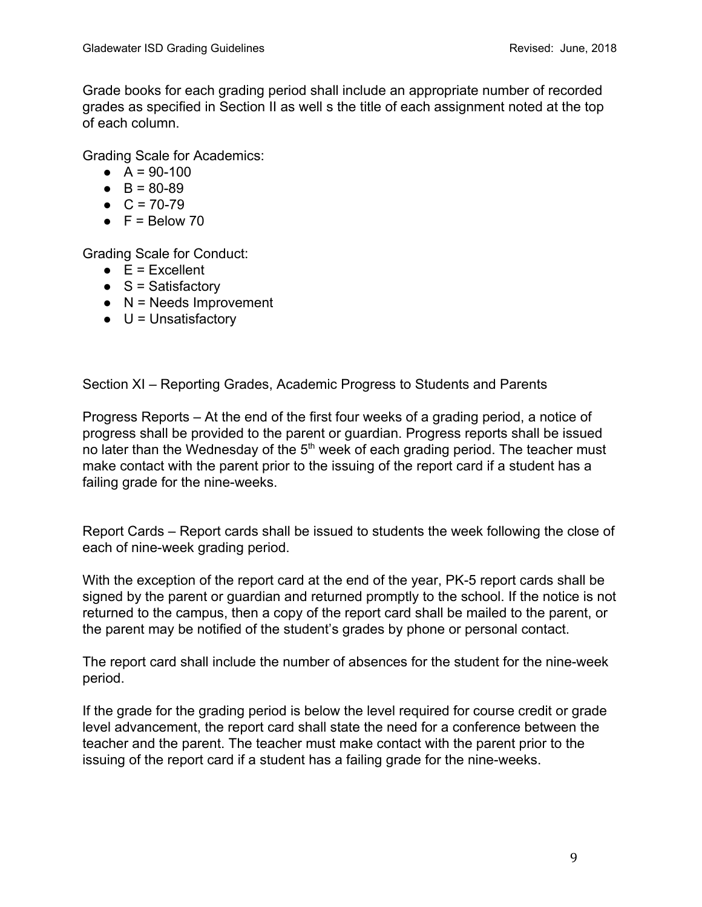Grade books for each grading period shall include an appropriate number of recorded grades as specified in Section II as well s the title of each assignment noted at the top of each column.

Grading Scale for Academics:

- A = 90-100
- B = 80-89
- C = 70-79
- F = Below 70

Grading Scale for Conduct:

- E = Excellent
- S = Satisfactory
- N = Needs Improvement
- U = Unsatisfactory

## Section XI – Reporting Grades, Academic Progress to Students and Parents

Progress Reports – At the end of the first four weeks of a grading period, a notice of progress shall be provided to the parent or guardian. Progress reports shall be issued no later than the Wednesday of the 5th week of each grading period. The teacher must make contact with the parent prior to the issuing of the report card if a student has a failing grade for the nine-weeks.

Report Cards – Report cards shall be issued to students the week following the close of each of nine-week grading period.

With the exception of the report card at the end of the year, PK-5 report cards shall be signed by the parent or guardian and returned promptly to the school. If the notice is not returned to the campus, then a copy of the report card shall be mailed to the parent, or the parent may be notified of the student's grades by phone or personal contact.

The report card shall include the number of absences for the student for the nine-week period.

If the grade for the grading period is below the level required for course credit or grade level advancement, the report card shall state the need for a conference between the teacher and the parent. The teacher must make contact with the parent prior to the issuing of the report card if a student has a failing grade for the nine-weeks.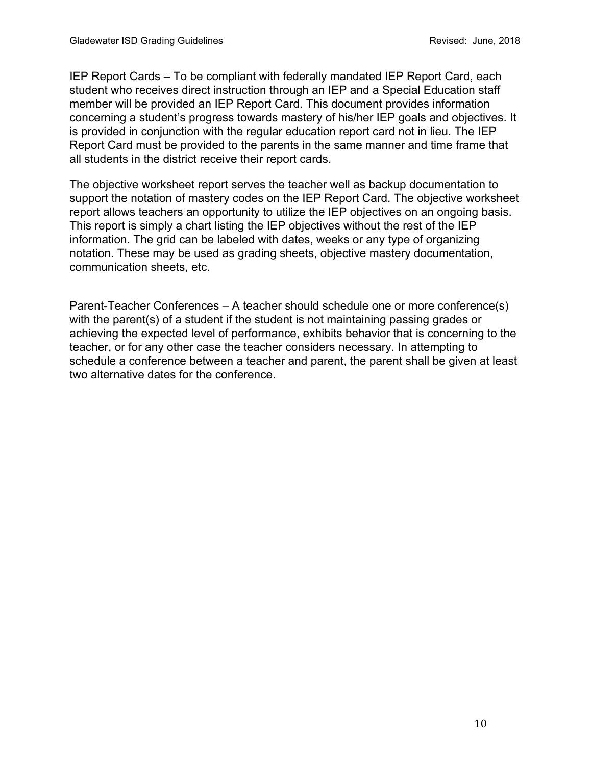IEP Report Cards – To be compliant with federally mandated IEP Report Card, each student who receives direct instruction through an IEP and a Special Education staff member will be provided an IEP Report Card. This document provides information concerning a student's progress towards mastery of his/her IEP goals and objectives. It is provided in conjunction with the regular education report card not in lieu. The IEP Report Card must be provided to the parents in the same manner and time frame that all students in the district receive their report cards.

The objective worksheet report serves the teacher well as backup documentation to support the notation of mastery codes on the IEP Report Card. The objective worksheet report allows teachers an opportunity to utilize the IEP objectives on an ongoing basis. This report is simply a chart listing the IEP objectives without the rest of the IEP information. The grid can be labeled with dates, weeks or any type of organizing notation. These may be used as grading sheets, objective mastery documentation, communication sheets, etc.

Parent-Teacher Conferences – A teacher should schedule one or more conference(s) with the parent(s) of a student if the student is not maintaining passing grades or achieving the expected level of performance, exhibits behavior that is concerning to the teacher, or for any other case the teacher considers necessary. In attempting to schedule a conference between a teacher and parent, the parent shall be given at least two alternative dates for the conference.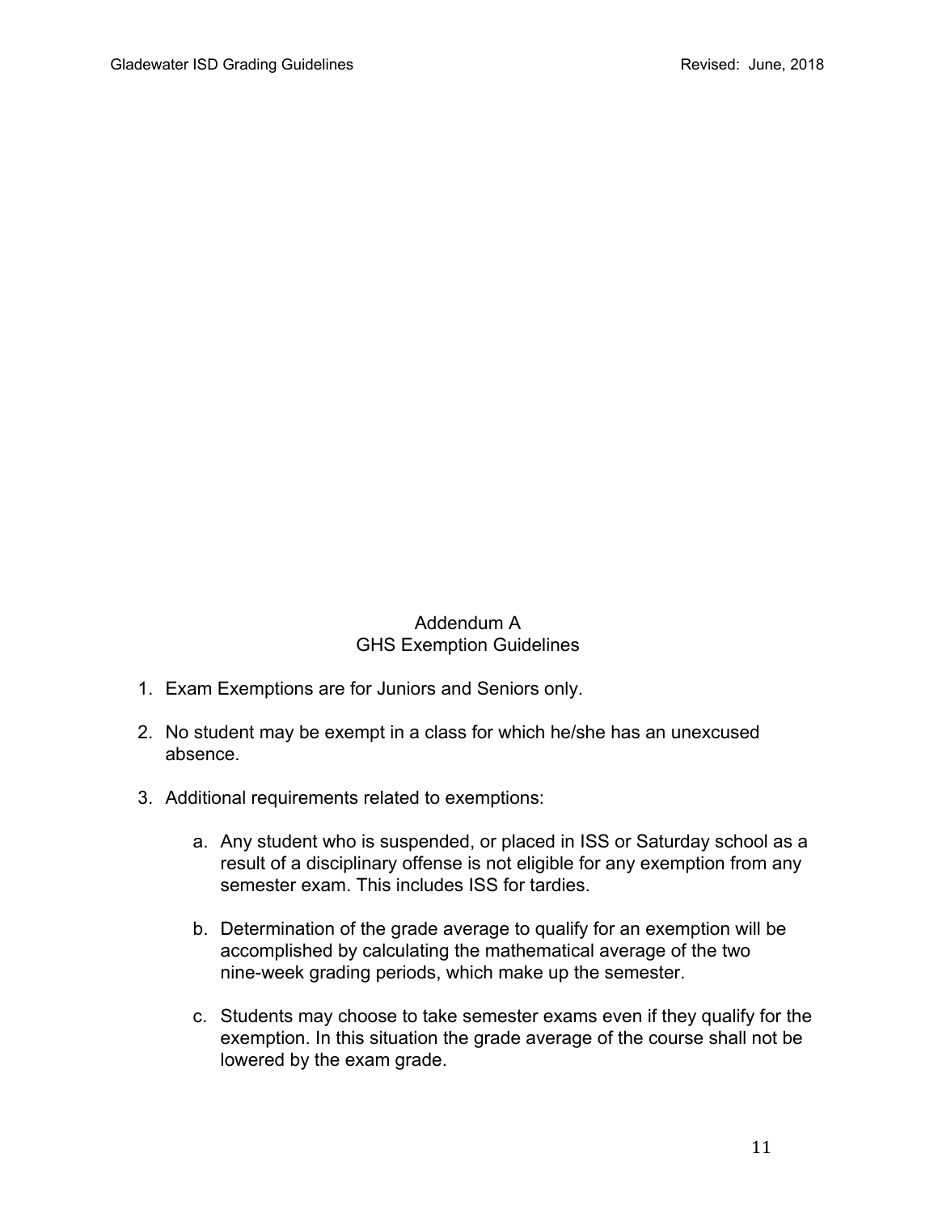# Addendum A
## GHS Exemption Guidelines

1. Exam Exemptions are for Juniors and Seniors only.

2. No student may be exempt in a class for which he/she has an unexcused absence.

3. Additional requirements related to exemptions:

    a. Any student who is suspended, or placed in ISS or Saturday school as a result of a disciplinary offense is not eligible for any exemption from any semester exam. This includes ISS for tardies.

    b. Determination of the grade average to qualify for an exemption will be accomplished by calculating the mathematical average of the two nine-week grading periods, which make up the semester.

    c. Students may choose to take semester exams even if they qualify for the exemption. In this situation the grade average of the course shall not be lowered by the exam grade.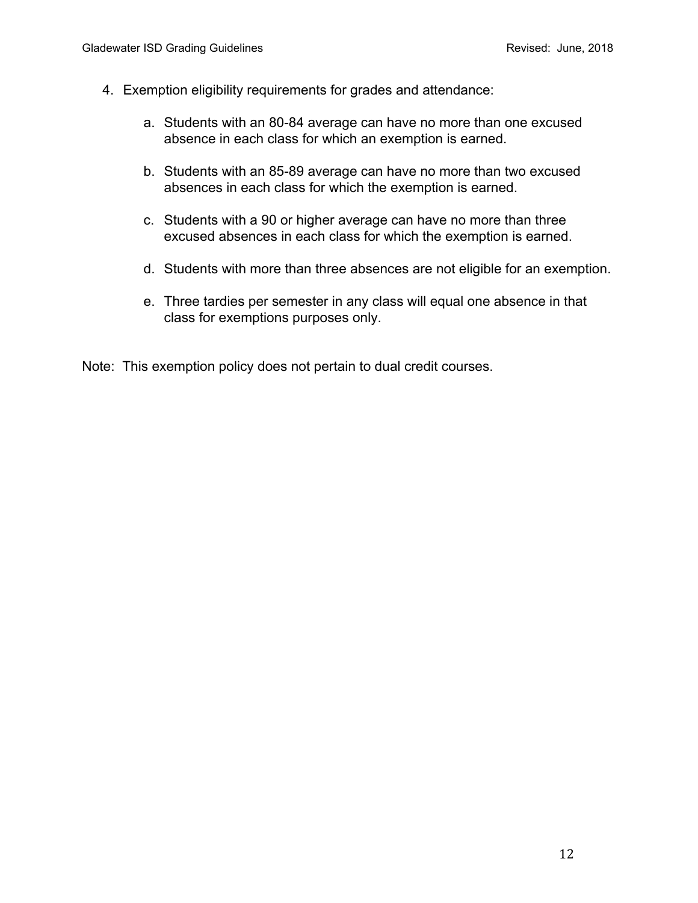4. Exemption eligibility requirements for grades and attendance:

    a. Students with an 80-84 average can have no more than one excused absence in each class for which an exemption is earned.

    b. Students with an 85-89 average can have no more than two excused absences in each class for which the exemption is earned.

    c. Students with a 90 or higher average can have no more than three excused absences in each class for which the exemption is earned.

    d. Students with more than three absences are not eligible for an exemption.

    e. Three tardies per semester in any class will equal one absence in that class for exemptions purposes only.

Note: This exemption policy does not pertain to dual credit courses.